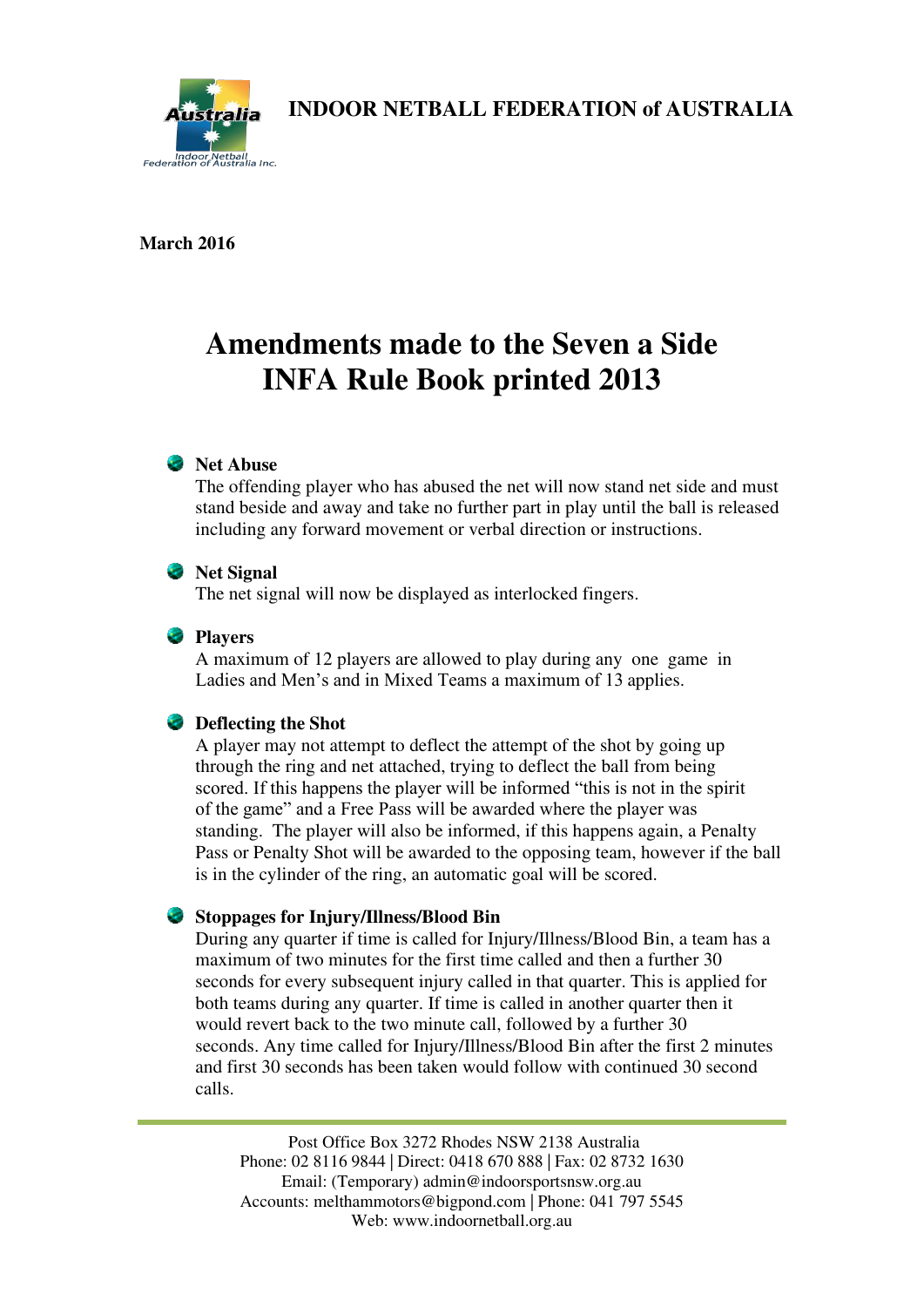**INDOOR NETBALL FEDERATION of AUSTRALIA**

**March 2016**

# Amendments made to the Seven a Side INFA Rule Book printed 2013

- **Net Abuse**
  The offending player who has abused the net will now stand net side and must stand beside and away and take no further part in play until the ball is released including any forward movement or verbal direction or instructions.

- **Net Signal**
  The net signal will now be displayed as interlocked fingers.

- **Players**
  A maximum of 12 players are allowed to play during any one game in Ladies and Men's and in Mixed Teams a maximum of 13 applies.

- **Deflecting the Shot**
  A player may not attempt to deflect the attempt of the shot by going up through the ring and net attached, trying to deflect the ball from being scored. If this happens the player will be informed "this is not in the spirit of the game" and a Free Pass will be awarded where the player was standing. The player will also be informed, if this happens again, a Penalty Pass or Penalty Shot will be awarded to the opposing team, however if the ball is in the cylinder of the ring, an automatic goal will be scored.

- **Stoppages for Injury/Illness/Blood Bin**
  During any quarter if time is called for Injury/Illness/Blood Bin, a team has a maximum of two minutes for the first time called and then a further 30 seconds for every subsequent injury called in that quarter. This is applied for both teams during any quarter. If time is called in another quarter then it would revert back to the two minute call, followed by a further 30 seconds. Any time called for Injury/Illness/Blood Bin after the first 2 minutes and first 30 seconds has been taken would follow with continued 30 second calls.

Post Office Box 3272 Rhodes NSW 2138 Australia
Phone: 02 8116 9844 | Direct: 0418 670 888 | Fax: 02 8732 1630
Email: (Temporary) admin@indoorsportsnsw.org.au
Accounts: melthammotors@bigpond.com | Phone: 041 797 5545
Web: www.indoornetball.org.au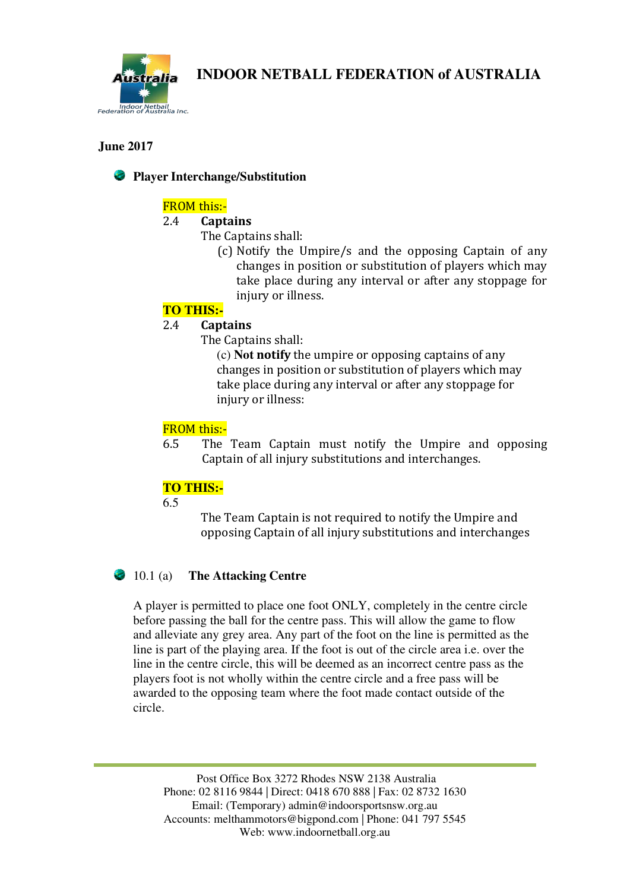# INDOOR NETBALL FEDERATION of AUSTRALIA

**June 2017**

- **Player Interchange/Substitution**

FROM this:-

2.4 **Captions**

The Captains shall:

(c) Notify the Umpire/s and the opposing Captain of any changes in position or substitution of players which may take place during any interval or after any stoppage for injury or illness.

**TO THIS:-**

2.4 **Captains**

The Captains shall:

(c) **Not notify** the umpire or opposing captains of any changes in position or substitution of players which may take place during any interval or after any stoppage for injury or illness:

FROM this:-

6.5 The Team Captain must notify the Umpire and opposing Captain of all injury substitutions and interchanges.

**TO THIS:-**

6.5

The Team Captain is not required to notify the Umpire and opposing Captain of all injury substitutions and interchanges

- 10.1 (a) **The Attacking Centre**

A player is permitted to place one foot ONLY, completely in the centre circle before passing the ball for the centre pass. This will allow the game to flow and alleviate any grey area. Any part of the foot on the line is permitted as the line is part of the playing area. If the foot is out of the circle area i.e. over the line in the centre circle, this will be deemed as an incorrect centre pass as the players foot is not wholly within the centre circle and a free pass will be awarded to the opposing team where the foot made contact outside of the circle.

Post Office Box 3272 Rhodes NSW 2138 Australia
Phone: 02 8116 9844 | Direct: 0418 670 888 | Fax: 02 8732 1630
Email: (Temporary) admin@indoorsportsnsw.org.au
Accounts: melthammotors@bigpond.com | Phone: 041 797 5545
Web: www.indoornetball.org.au